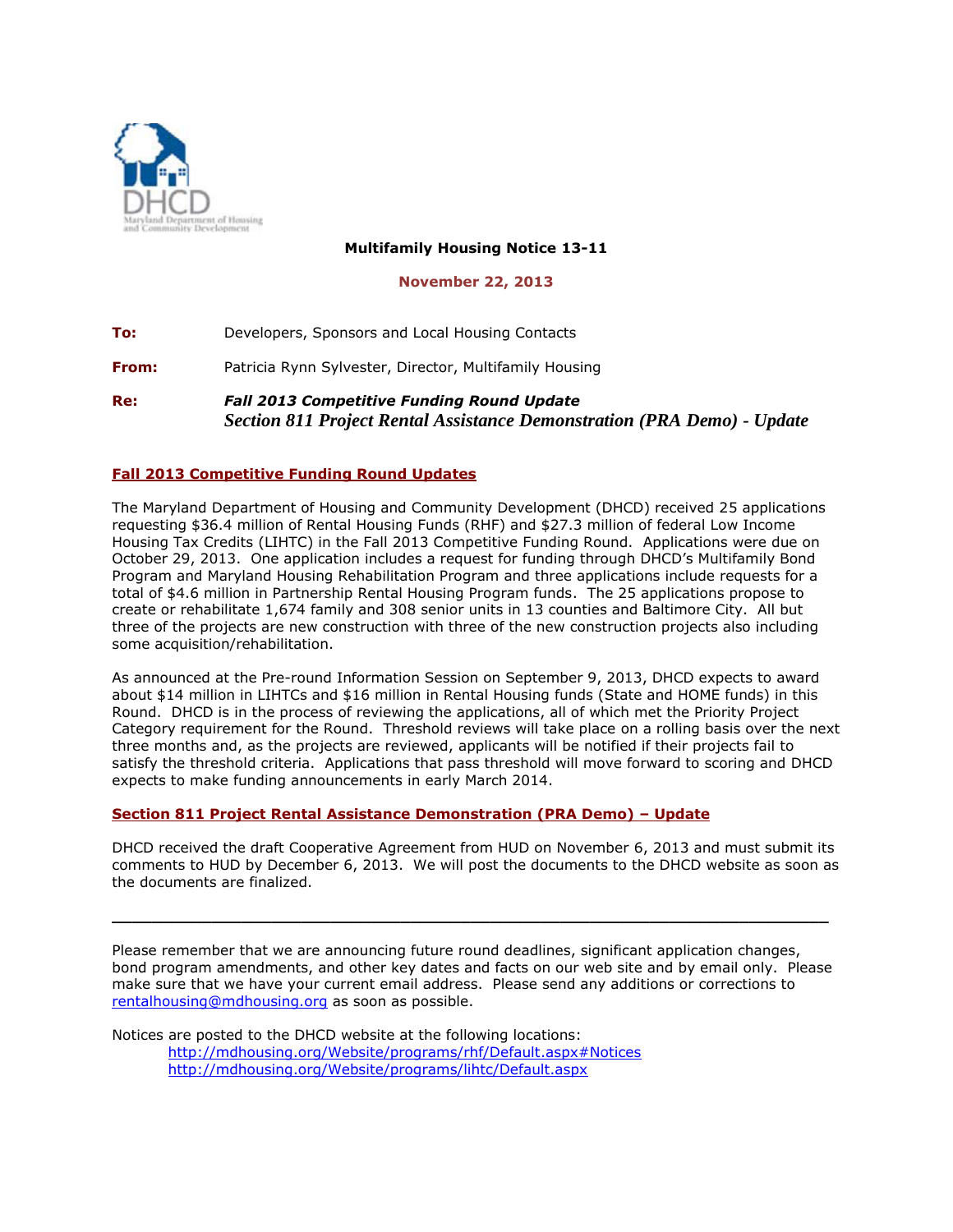DHCD
Maryland Department of Housing and Community Development

**Multifamily Housing Notice 13-11**

**November 22, 2013**

**To:** Developers, Sponsors and Local Housing Contacts

**From:** Patricia Rynn Sylvester, Director, Multifamily Housing

**Re:** ***Fall 2013 Competitive Funding Round Update***
***Section 811 Project Rental Assistance Demonstration (PRA Demo) - Update***

## Fall 2013 Competitive Funding Round Updates

The Maryland Department of Housing and Community Development (DHCD) received 25 applications requesting $36.4 million of Rental Housing Funds (RHF) and $27.3 million of federal Low Income Housing Tax Credits (LIHTC) in the Fall 2013 Competitive Funding Round. Applications were due on October 29, 2013. One application includes a request for funding through DHCD's Multifamily Bond Program and Maryland Housing Rehabilitation Program and three applications include requests for a total of $4.6 million in Partnership Rental Housing Program funds. The 25 applications propose to create or rehabilitate 1,674 family and 308 senior units in 13 counties and Baltimore City. All but three of the projects are new construction with three of the new construction projects also including some acquisition/rehabilitation.

As announced at the Pre-round Information Session on September 9, 2013, DHCD expects to award about $14 million in LIHTCs and $16 million in Rental Housing funds (State and HOME funds) in this Round. DHCD is in the process of reviewing the applications, all of which met the Priority Project Category requirement for the Round. Threshold reviews will take place on a rolling basis over the next three months and, as the projects are reviewed, applicants will be notified if their projects fail to satisfy the threshold criteria. Applications that pass threshold will move forward to scoring and DHCD expects to make funding announcements in early March 2014.

## Section 811 Project Rental Assistance Demonstration (PRA Demo) – Update

DHCD received the draft Cooperative Agreement from HUD on November 6, 2013 and must submit its comments to HUD by December 6, 2013. We will post the documents to the DHCD website as soon as the documents are finalized.

---

Please remember that we are announcing future round deadlines, significant application changes, bond program amendments, and other key dates and facts on our web site and by email only. Please make sure that we have your current email address. Please send any additions or corrections to rentalhousing@mdhousing.org as soon as possible.

Notices are posted to the DHCD website at the following locations:

http://mdhousing.org/Website/programs/rhf/Default.aspx#Notices
http://mdhousing.org/Website/programs/lihtc/Default.aspx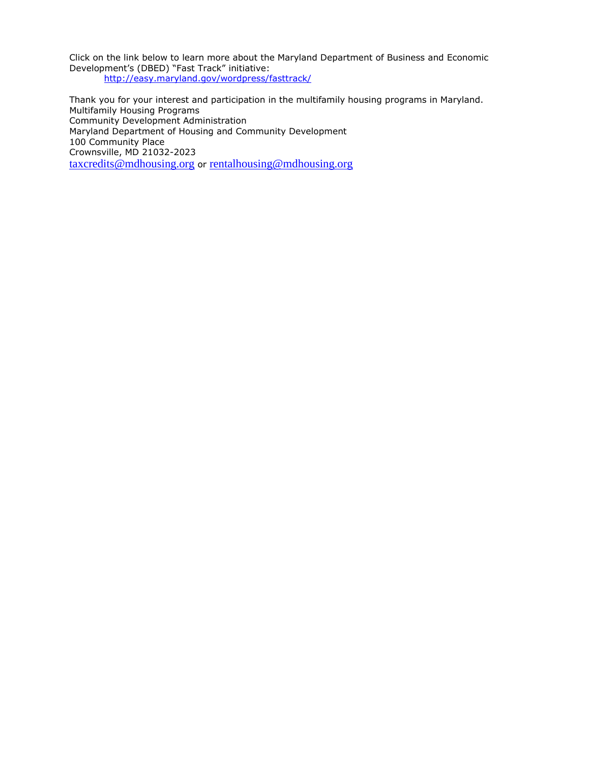Click on the link below to learn more about the Maryland Department of Business and Economic Development's (DBED) "Fast Track" initiative:

http://easy.maryland.gov/wordpress/fasttrack/

Thank you for your interest and participation in the multifamily housing programs in Maryland.
Multifamily Housing Programs
Community Development Administration
Maryland Department of Housing and Community Development
100 Community Place
Crownsville, MD 21032-2023
taxcredits@mdhousing.org or rentalhousing@mdhousing.org